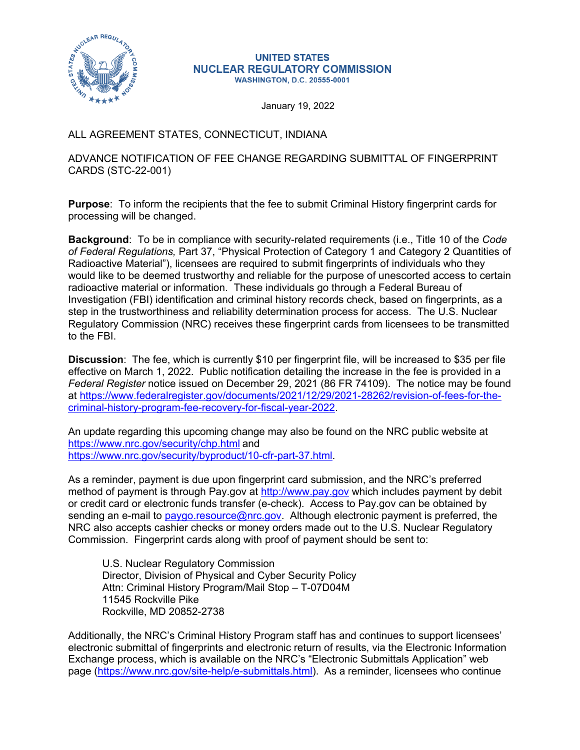UNITED STATES
NUCLEAR REGULATORY COMMISSION
WASHINGTON, D.C. 20555-0001

January 19, 2022

ALL AGREEMENT STATES, CONNECTICUT, INDIANA

ADVANCE NOTIFICATION OF FEE CHANGE REGARDING SUBMITTAL OF FINGERPRINT CARDS (STC-22-001)

**Purpose**: To inform the recipients that the fee to submit Criminal History fingerprint cards for processing will be changed.

**Background**: To be in compliance with security-related requirements (i.e., Title 10 of the *Code of Federal Regulations,* Part 37, "Physical Protection of Category 1 and Category 2 Quantities of Radioactive Material"), licensees are required to submit fingerprints of individuals who they would like to be deemed trustworthy and reliable for the purpose of unescorted access to certain radioactive material or information. These individuals go through a Federal Bureau of Investigation (FBI) identification and criminal history records check, based on fingerprints, as a step in the trustworthiness and reliability determination process for access. The U.S. Nuclear Regulatory Commission (NRC) receives these fingerprint cards from licensees to be transmitted to the FBI.

**Discussion**: The fee, which is currently $10 per fingerprint file, will be increased to $35 per file effective on March 1, 2022. Public notification detailing the increase in the fee is provided in a *Federal Register* notice issued on December 29, 2021 (86 FR 74109). The notice may be found at https://www.federalregister.gov/documents/2021/12/29/2021-28262/revision-of-fees-for-the-criminal-history-program-fee-recovery-for-fiscal-year-2022.

An update regarding this upcoming change may also be found on the NRC public website at https://www.nrc.gov/security/chp.html and https://www.nrc.gov/security/byproduct/10-cfr-part-37.html.

As a reminder, payment is due upon fingerprint card submission, and the NRC's preferred method of payment is through Pay.gov at http://www.pay.gov which includes payment by debit or credit card or electronic funds transfer (e-check). Access to Pay.gov can be obtained by sending an e-mail to paygo.resource@nrc.gov. Although electronic payment is preferred, the NRC also accepts cashier checks or money orders made out to the U.S. Nuclear Regulatory Commission. Fingerprint cards along with proof of payment should be sent to:

> U.S. Nuclear Regulatory Commission
> Director, Division of Physical and Cyber Security Policy
> Attn: Criminal History Program/Mail Stop – T-07D04M
> 11545 Rockville Pike
> Rockville, MD 20852-2738

Additionally, the NRC's Criminal History Program staff has and continues to support licensees' electronic submittal of fingerprints and electronic return of results, via the Electronic Information Exchange process, which is available on the NRC's "Electronic Submittals Application" web page (https://www.nrc.gov/site-help/e-submittals.html). As a reminder, licensees who continue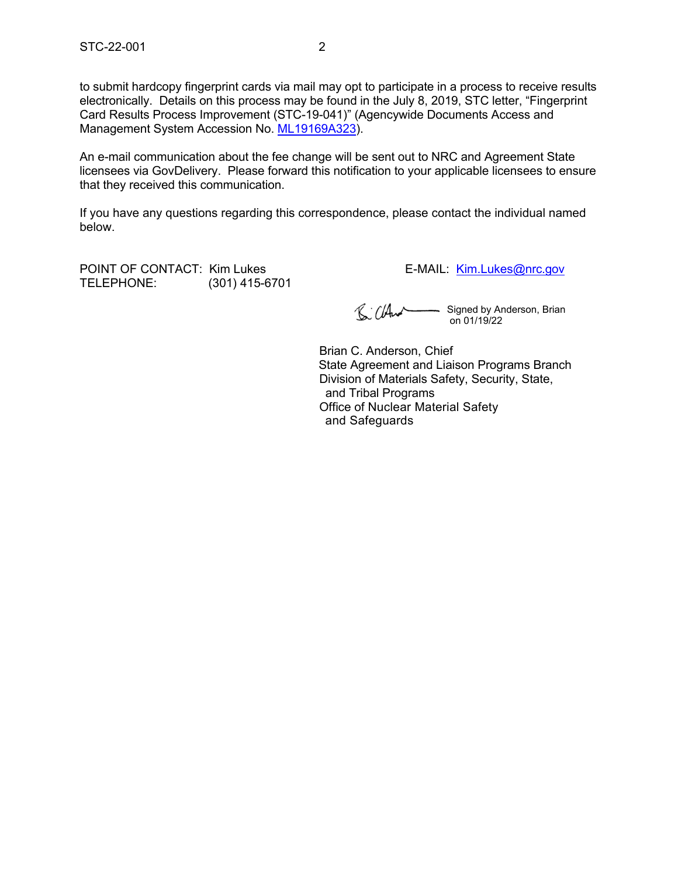to submit hardcopy fingerprint cards via mail may opt to participate in a process to receive results electronically. Details on this process may be found in the July 8, 2019, STC letter, "Fingerprint Card Results Process Improvement (STC-19-041)" (Agencywide Documents Access and Management System Accession No. ML19169A323).

An e-mail communication about the fee change will be sent out to NRC and Agreement State licensees via GovDelivery. Please forward this notification to your applicable licensees to ensure that they received this communication.

If you have any questions regarding this correspondence, please contact the individual named below.

POINT OF CONTACT: Kim Lukes  E-MAIL: Kim.Lukes@nrc.gov
TELEPHONE: (301) 415-6701

Signed by Anderson, Brian on 01/19/22

Brian C. Anderson, Chief
State Agreement and Liaison Programs Branch
Division of Materials Safety, Security, State, and Tribal Programs
Office of Nuclear Material Safety and Safeguards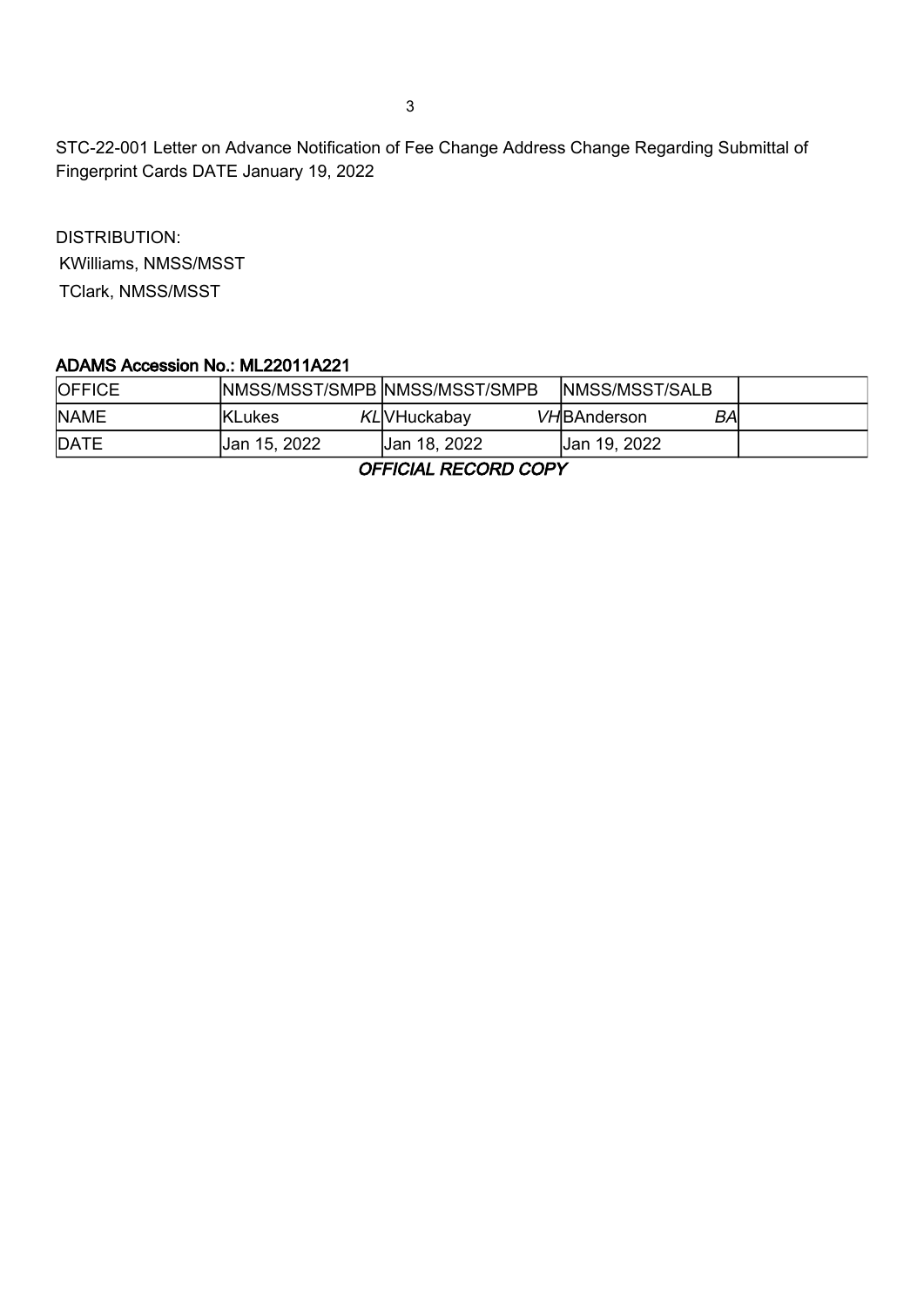STC-22-001 Letter on Advance Notification of Fee Change Address Change Regarding Submittal of Fingerprint Cards DATE January 19, 2022

DISTRIBUTION:
KWilliams, NMSS/MSST
TClark, NMSS/MSST

**ADAMS Accession No.: ML22011A221**

| OFFICE | NMSS/MSST/SMPB | NMSS/MSST/SMPB | NMSS/MSST/SALB | |
|---|---|---|---|---|
| NAME | KLukes *KL* | VHuckabay *VH* | BAnderson *BA* | |
| DATE | Jan 15, 2022 | Jan 18, 2022 | Jan 19, 2022 | |

***OFFICIAL RECORD COPY***